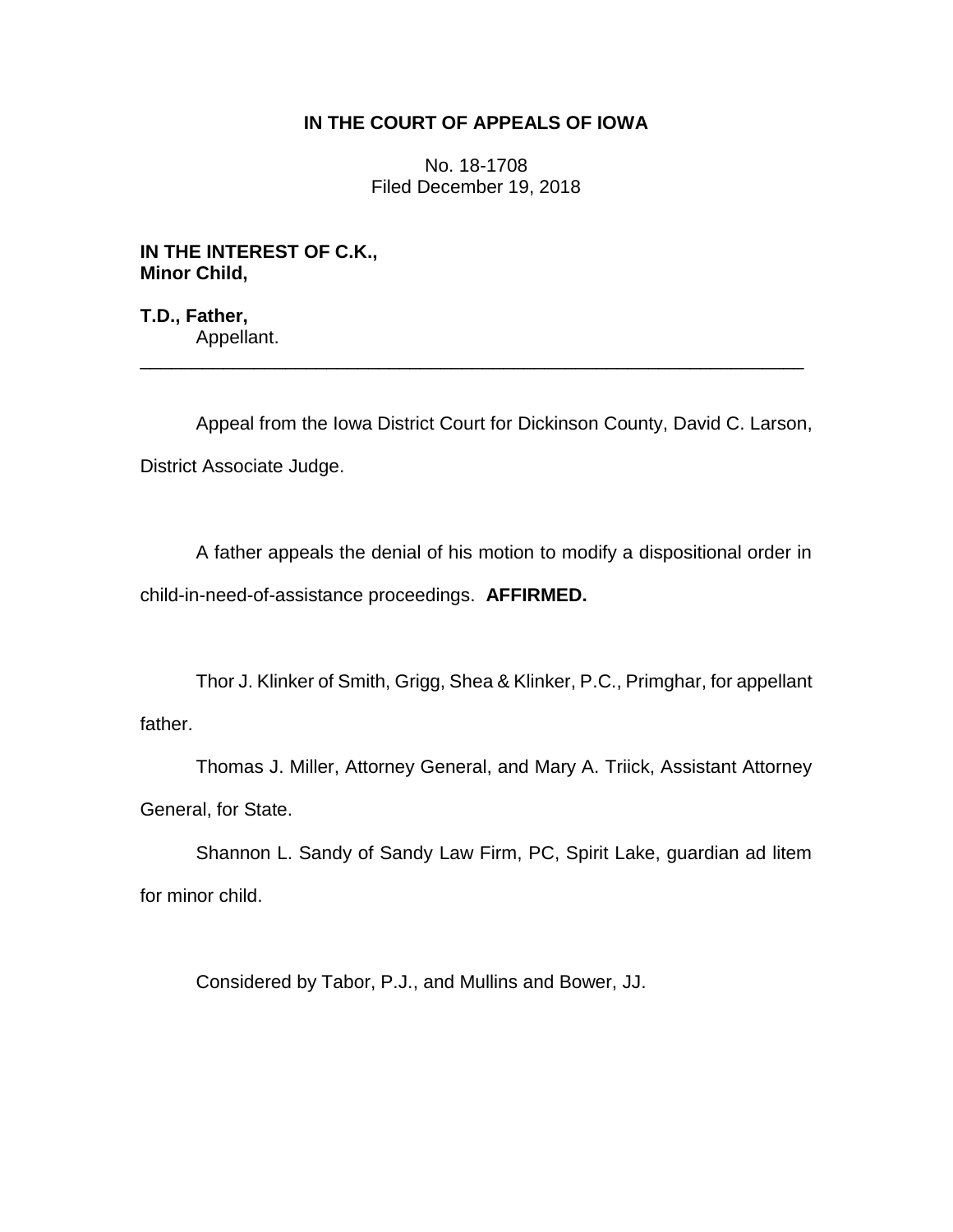**IN THE COURT OF APPEALS OF IOWA**

No. 18-1708
Filed December 19, 2018

**IN THE INTEREST OF C.K.,**
**Minor Child,**

**T.D., Father,**
Appellant.

---

Appeal from the Iowa District Court for Dickinson County, David C. Larson, District Associate Judge.

A father appeals the denial of his motion to modify a dispositional order in child-in-need-of-assistance proceedings. **AFFIRMED.**

Thor J. Klinker of Smith, Grigg, Shea & Klinker, P.C., Primghar, for appellant father.

Thomas J. Miller, Attorney General, and Mary A. Triick, Assistant Attorney General, for State.

Shannon L. Sandy of Sandy Law Firm, PC, Spirit Lake, guardian ad litem for minor child.

Considered by Tabor, P.J., and Mullins and Bower, JJ.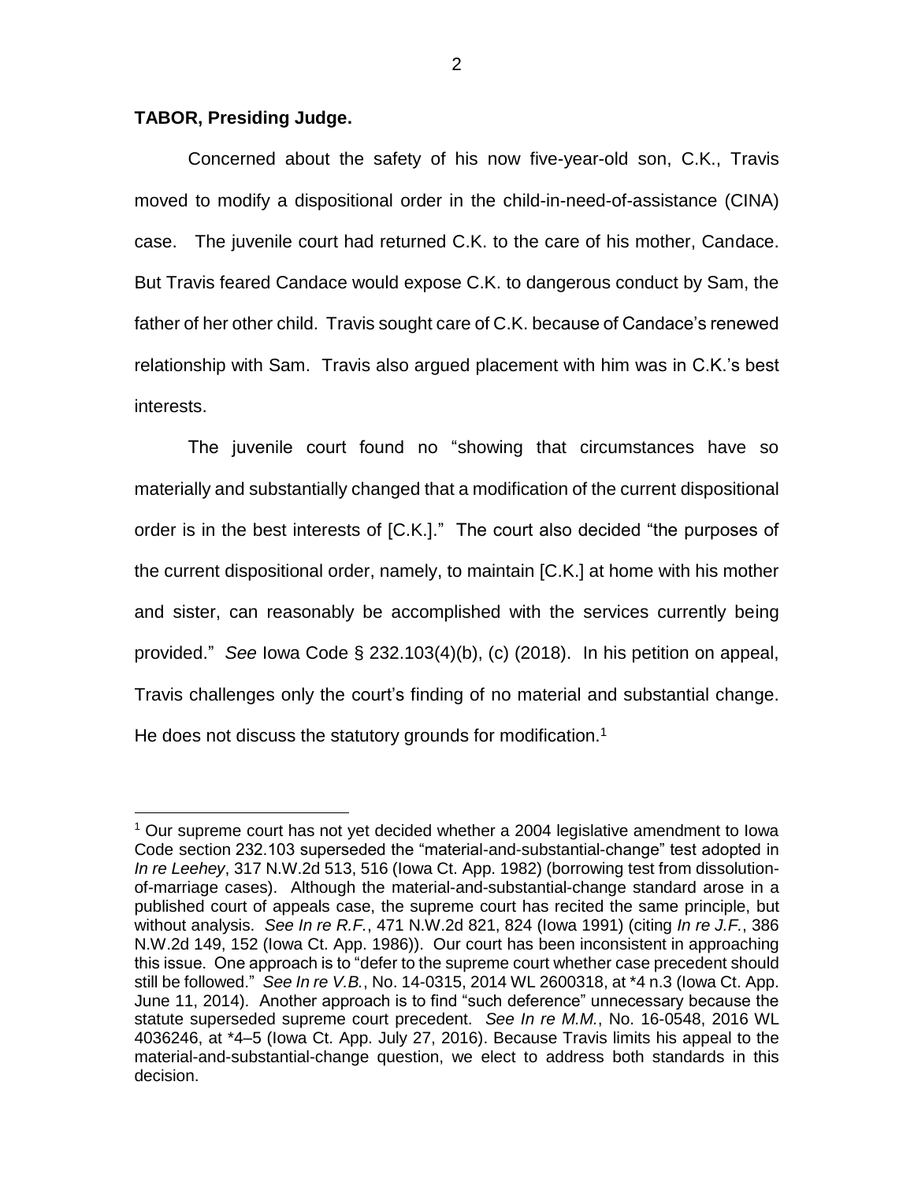**TABOR, Presiding Judge.**

Concerned about the safety of his now five-year-old son, C.K., Travis moved to modify a dispositional order in the child-in-need-of-assistance (CINA) case. The juvenile court had returned C.K. to the care of his mother, Candace. But Travis feared Candace would expose C.K. to dangerous conduct by Sam, the father of her other child. Travis sought care of C.K. because of Candace's renewed relationship with Sam. Travis also argued placement with him was in C.K.'s best interests.

The juvenile court found no "showing that circumstances have so materially and substantially changed that a modification of the current dispositional order is in the best interests of [C.K.]." The court also decided "the purposes of the current dispositional order, namely, to maintain [C.K.] at home with his mother and sister, can reasonably be accomplished with the services currently being provided." *See* Iowa Code § 232.103(4)(b), (c) (2018). In his petition on appeal, Travis challenges only the court's finding of no material and substantial change. He does not discuss the statutory grounds for modification.[1]

[1] Our supreme court has not yet decided whether a 2004 legislative amendment to Iowa Code section 232.103 superseded the "material-and-substantial-change" test adopted in *In re Leehey*, 317 N.W.2d 513, 516 (Iowa Ct. App. 1982) (borrowing test from dissolution-of-marriage cases). Although the material-and-substantial-change standard arose in a published court of appeals case, the supreme court has recited the same principle, but without analysis. *See In re R.F.*, 471 N.W.2d 821, 824 (Iowa 1991) (citing *In re J.F.*, 386 N.W.2d 149, 152 (Iowa Ct. App. 1986)). Our court has been inconsistent in approaching this issue. One approach is to "defer to the supreme court whether case precedent should still be followed." *See In re V.B.*, No. 14-0315, 2014 WL 2600318, at *4 n.3 (Iowa Ct. App. June 11, 2014). Another approach is to find "such deference" unnecessary because the statute superseded supreme court precedent. *See In re M.M.*, No. 16-0548, 2016 WL 4036246, at *4–5 (Iowa Ct. App. July 27, 2016). Because Travis limits his appeal to the material-and-substantial-change question, we elect to address both standards in this decision.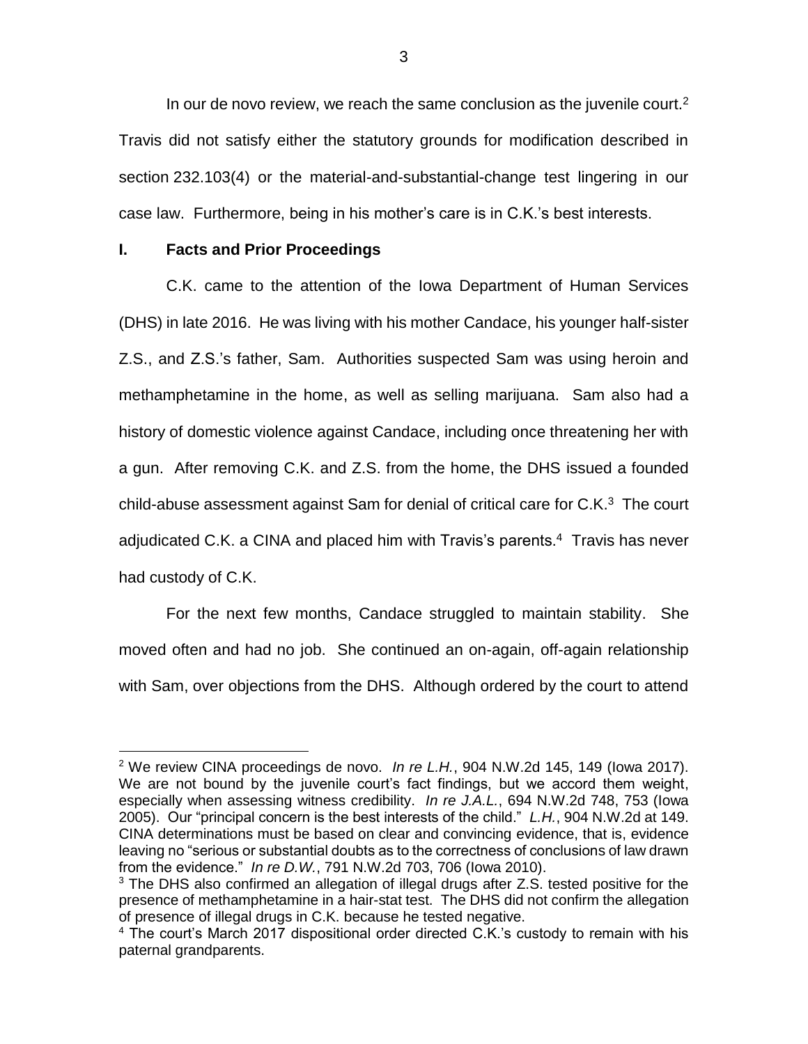In our de novo review, we reach the same conclusion as the juvenile court.[2] Travis did not satisfy either the statutory grounds for modification described in section 232.103(4) or the material-and-substantial-change test lingering in our case law. Furthermore, being in his mother's care is in C.K.'s best interests.

## I. Facts and Prior Proceedings

C.K. came to the attention of the Iowa Department of Human Services (DHS) in late 2016. He was living with his mother Candace, his younger half-sister Z.S., and Z.S.'s father, Sam. Authorities suspected Sam was using heroin and methamphetamine in the home, as well as selling marijuana. Sam also had a history of domestic violence against Candace, including once threatening her with a gun. After removing C.K. and Z.S. from the home, the DHS issued a founded child-abuse assessment against Sam for denial of critical care for C.K.[3] The court adjudicated C.K. a CINA and placed him with Travis's parents.[4] Travis has never had custody of C.K.

For the next few months, Candace struggled to maintain stability. She moved often and had no job. She continued an on-again, off-again relationship with Sam, over objections from the DHS. Although ordered by the court to attend

[2] We review CINA proceedings de novo. *In re L.H.*, 904 N.W.2d 145, 149 (Iowa 2017). We are not bound by the juvenile court's fact findings, but we accord them weight, especially when assessing witness credibility. *In re J.A.L.*, 694 N.W.2d 748, 753 (Iowa 2005). Our "principal concern is the best interests of the child." *L.H.*, 904 N.W.2d at 149. CINA determinations must be based on clear and convincing evidence, that is, evidence leaving no "serious or substantial doubts as to the correctness of conclusions of law drawn from the evidence." *In re D.W.*, 791 N.W.2d 703, 706 (Iowa 2010).

[3] The DHS also confirmed an allegation of illegal drugs after Z.S. tested positive for the presence of methamphetamine in a hair-stat test. The DHS did not confirm the allegation of presence of illegal drugs in C.K. because he tested negative.

[4] The court's March 2017 dispositional order directed C.K.'s custody to remain with his paternal grandparents.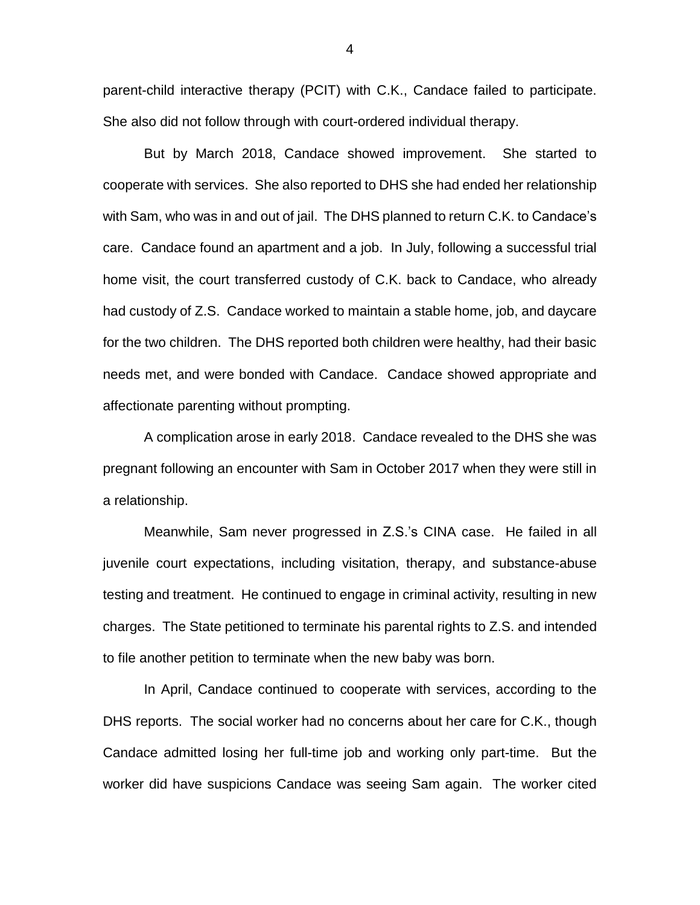parent-child interactive therapy (PCIT) with C.K., Candace failed to participate. She also did not follow through with court-ordered individual therapy.

But by March 2018, Candace showed improvement. She started to cooperate with services. She also reported to DHS she had ended her relationship with Sam, who was in and out of jail. The DHS planned to return C.K. to Candace's care. Candace found an apartment and a job. In July, following a successful trial home visit, the court transferred custody of C.K. back to Candace, who already had custody of Z.S. Candace worked to maintain a stable home, job, and daycare for the two children. The DHS reported both children were healthy, had their basic needs met, and were bonded with Candace. Candace showed appropriate and affectionate parenting without prompting.

A complication arose in early 2018. Candace revealed to the DHS she was pregnant following an encounter with Sam in October 2017 when they were still in a relationship.

Meanwhile, Sam never progressed in Z.S.'s CINA case. He failed in all juvenile court expectations, including visitation, therapy, and substance-abuse testing and treatment. He continued to engage in criminal activity, resulting in new charges. The State petitioned to terminate his parental rights to Z.S. and intended to file another petition to terminate when the new baby was born.

In April, Candace continued to cooperate with services, according to the DHS reports. The social worker had no concerns about her care for C.K., though Candace admitted losing her full-time job and working only part-time. But the worker did have suspicions Candace was seeing Sam again. The worker cited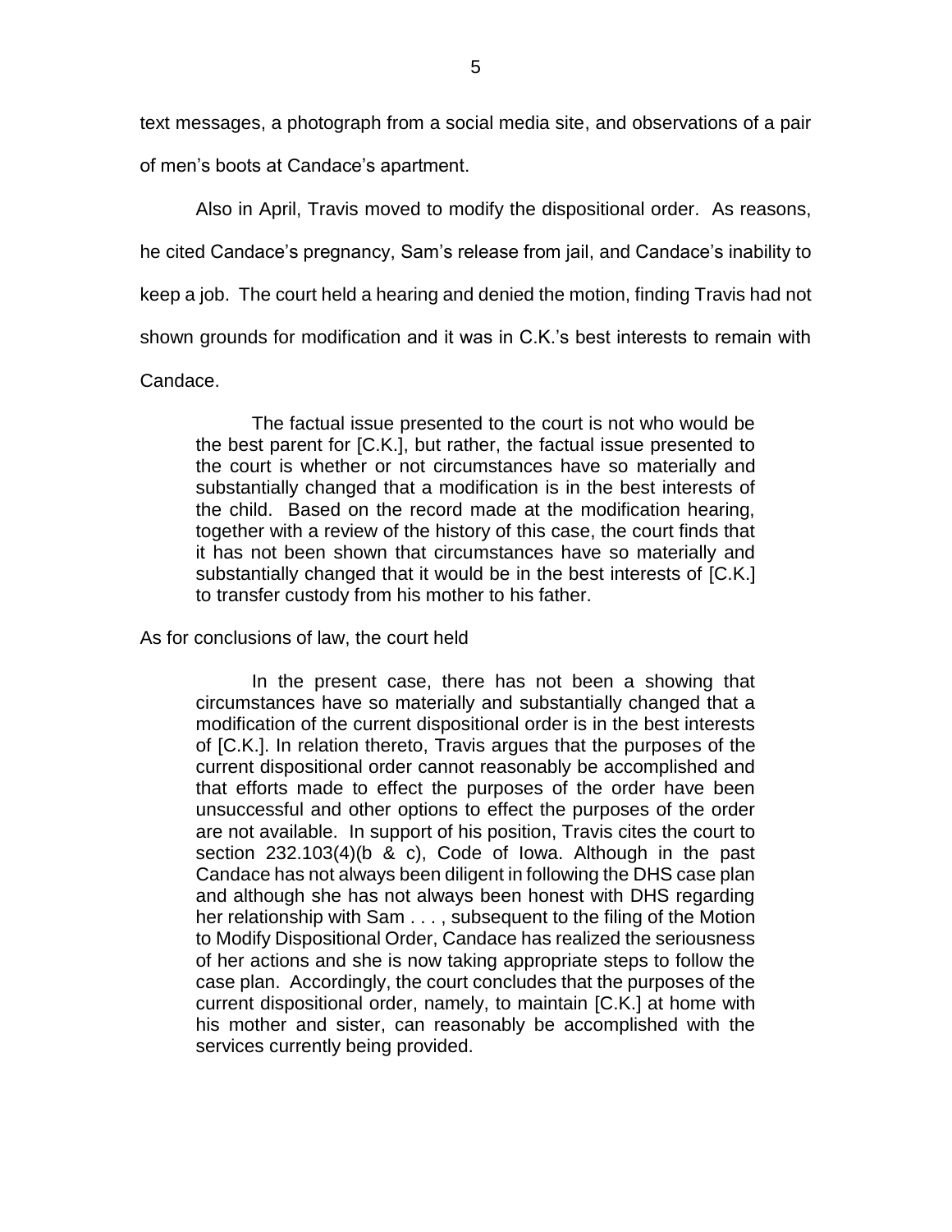text messages, a photograph from a social media site, and observations of a pair of men's boots at Candace's apartment.

Also in April, Travis moved to modify the dispositional order. As reasons, he cited Candace's pregnancy, Sam's release from jail, and Candace's inability to keep a job. The court held a hearing and denied the motion, finding Travis had not shown grounds for modification and it was in C.K.'s best interests to remain with Candace.

> The factual issue presented to the court is not who would be the best parent for [C.K.], but rather, the factual issue presented to the court is whether or not circumstances have so materially and substantially changed that a modification is in the best interests of the child. Based on the record made at the modification hearing, together with a review of the history of this case, the court finds that it has not been shown that circumstances have so materially and substantially changed that it would be in the best interests of [C.K.] to transfer custody from his mother to his father.

As for conclusions of law, the court held

> In the present case, there has not been a showing that circumstances have so materially and substantially changed that a modification of the current dispositional order is in the best interests of [C.K.]. In relation thereto, Travis argues that the purposes of the current dispositional order cannot reasonably be accomplished and that efforts made to effect the purposes of the order have been unsuccessful and other options to effect the purposes of the order are not available. In support of his position, Travis cites the court to section 232.103(4)(b & c), Code of Iowa. Although in the past Candace has not always been diligent in following the DHS case plan and although she has not always been honest with DHS regarding her relationship with Sam . . . , subsequent to the filing of the Motion to Modify Dispositional Order, Candace has realized the seriousness of her actions and she is now taking appropriate steps to follow the case plan. Accordingly, the court concludes that the purposes of the current dispositional order, namely, to maintain [C.K.] at home with his mother and sister, can reasonably be accomplished with the services currently being provided.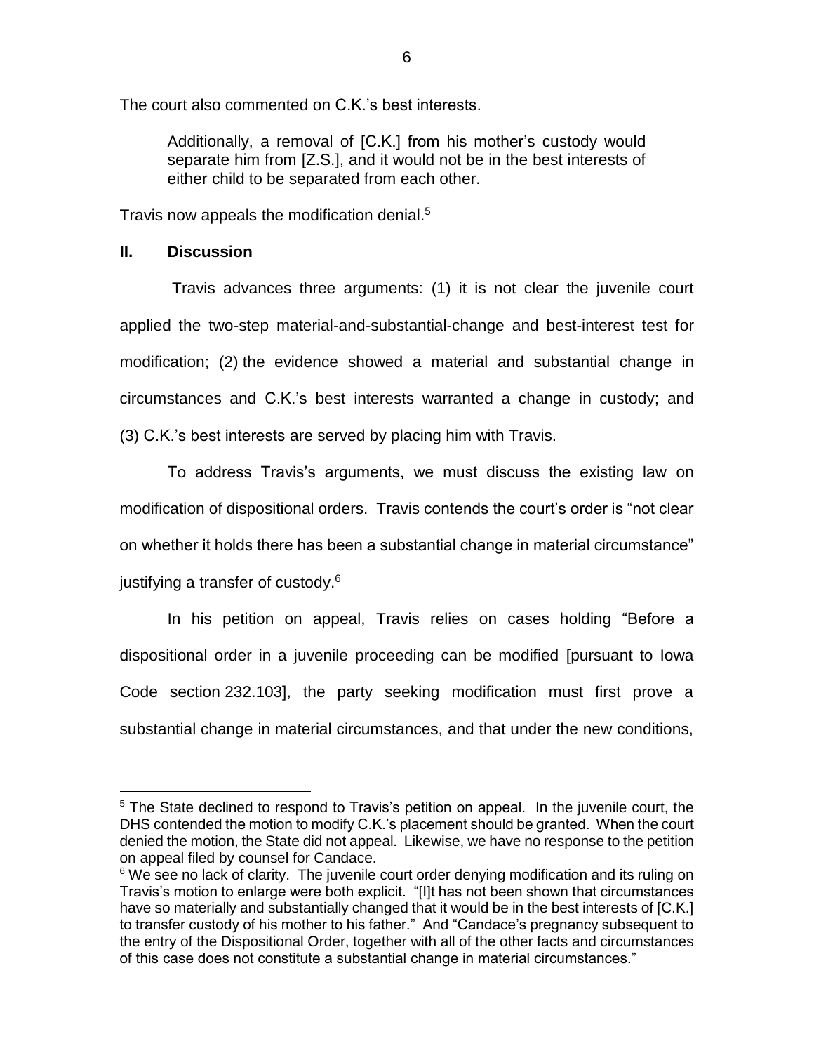The court also commented on C.K.'s best interests.

> Additionally, a removal of [C.K.] from his mother's custody would separate him from [Z.S.], and it would not be in the best interests of either child to be separated from each other.

Travis now appeals the modification denial.[5]

## II. Discussion

Travis advances three arguments: (1) it is not clear the juvenile court applied the two-step material-and-substantial-change and best-interest test for modification; (2) the evidence showed a material and substantial change in circumstances and C.K.'s best interests warranted a change in custody; and (3) C.K.'s best interests are served by placing him with Travis.

To address Travis's arguments, we must discuss the existing law on modification of dispositional orders. Travis contends the court's order is "not clear on whether it holds there has been a substantial change in material circumstance" justifying a transfer of custody.[6]

In his petition on appeal, Travis relies on cases holding "Before a dispositional order in a juvenile proceeding can be modified [pursuant to Iowa Code section 232.103], the party seeking modification must first prove a substantial change in material circumstances, and that under the new conditions,

---

[5] The State declined to respond to Travis's petition on appeal. In the juvenile court, the DHS contended the motion to modify C.K.'s placement should be granted. When the court denied the motion, the State did not appeal. Likewise, we have no response to the petition on appeal filed by counsel for Candace.

[6] We see no lack of clarity. The juvenile court order denying modification and its ruling on Travis's motion to enlarge were both explicit. "[I]t has not been shown that circumstances have so materially and substantially changed that it would be in the best interests of [C.K.] to transfer custody of his mother to his father." And "Candace's pregnancy subsequent to the entry of the Dispositional Order, together with all of the other facts and circumstances of this case does not constitute a substantial change in material circumstances."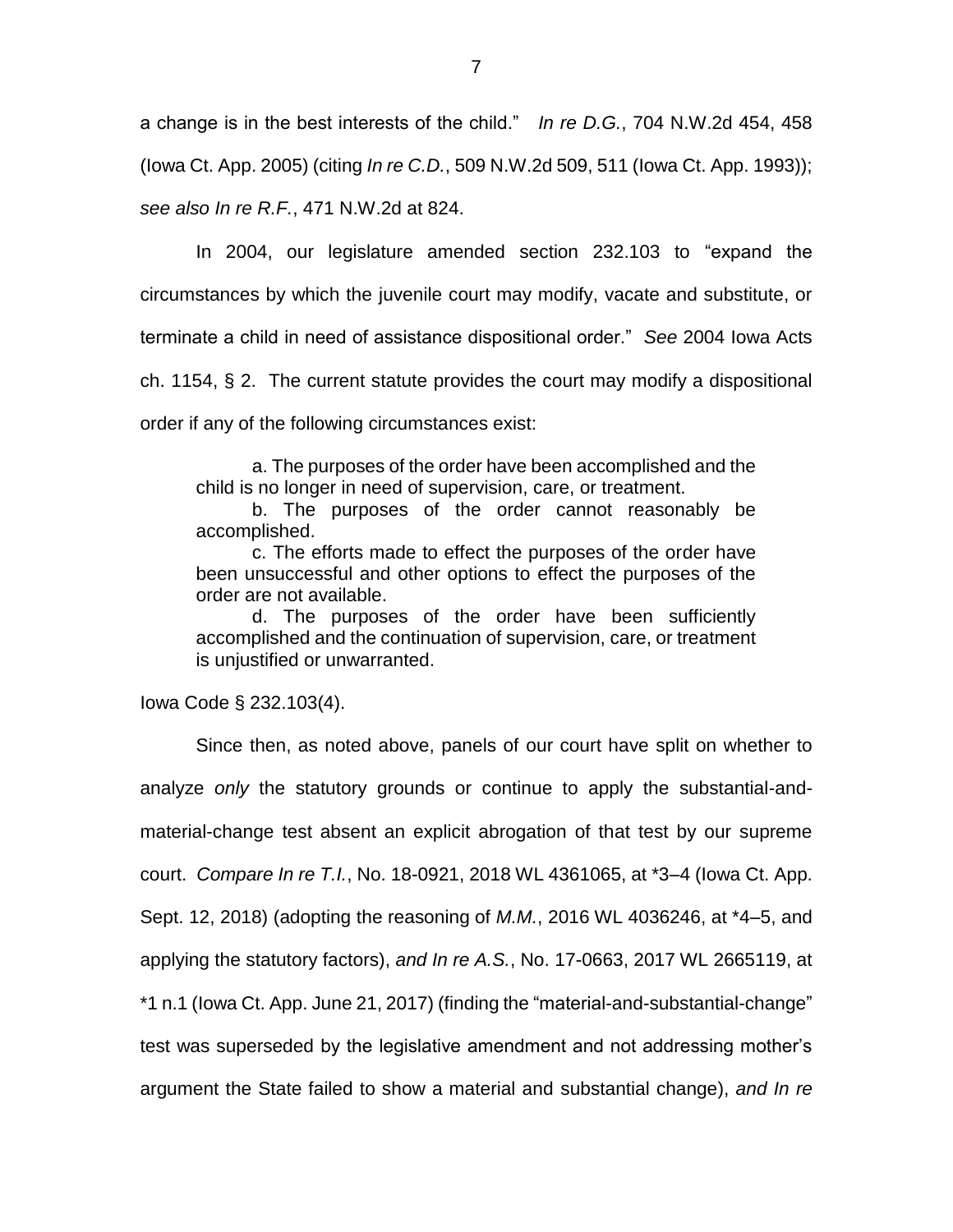a change is in the best interests of the child." *In re D.G.*, 704 N.W.2d 454, 458 (Iowa Ct. App. 2005) (citing *In re C.D.*, 509 N.W.2d 509, 511 (Iowa Ct. App. 1993)); *see also In re R.F.*, 471 N.W.2d at 824.

In 2004, our legislature amended section 232.103 to "expand the circumstances by which the juvenile court may modify, vacate and substitute, or terminate a child in need of assistance dispositional order." *See* 2004 Iowa Acts ch. 1154, § 2. The current statute provides the court may modify a dispositional order if any of the following circumstances exist:

> a. The purposes of the order have been accomplished and the child is no longer in need of supervision, care, or treatment.
>
> b. The purposes of the order cannot reasonably be accomplished.
>
> c. The efforts made to effect the purposes of the order have been unsuccessful and other options to effect the purposes of the order are not available.
>
> d. The purposes of the order have been sufficiently accomplished and the continuation of supervision, care, or treatment is unjustified or unwarranted.

Iowa Code § 232.103(4).

Since then, as noted above, panels of our court have split on whether to analyze *only* the statutory grounds or continue to apply the substantial-and-material-change test absent an explicit abrogation of that test by our supreme court. *Compare In re T.I.*, No. 18-0921, 2018 WL 4361065, at *3–4 (Iowa Ct. App. Sept. 12, 2018) (adopting the reasoning of *M.M.*, 2016 WL 4036246, at *4–5, and applying the statutory factors), *and In re A.S.*, No. 17-0663, 2017 WL 2665119, at *1 n.1 (Iowa Ct. App. June 21, 2017) (finding the "material-and-substantial-change" test was superseded by the legislative amendment and not addressing mother's argument the State failed to show a material and substantial change), *and In re*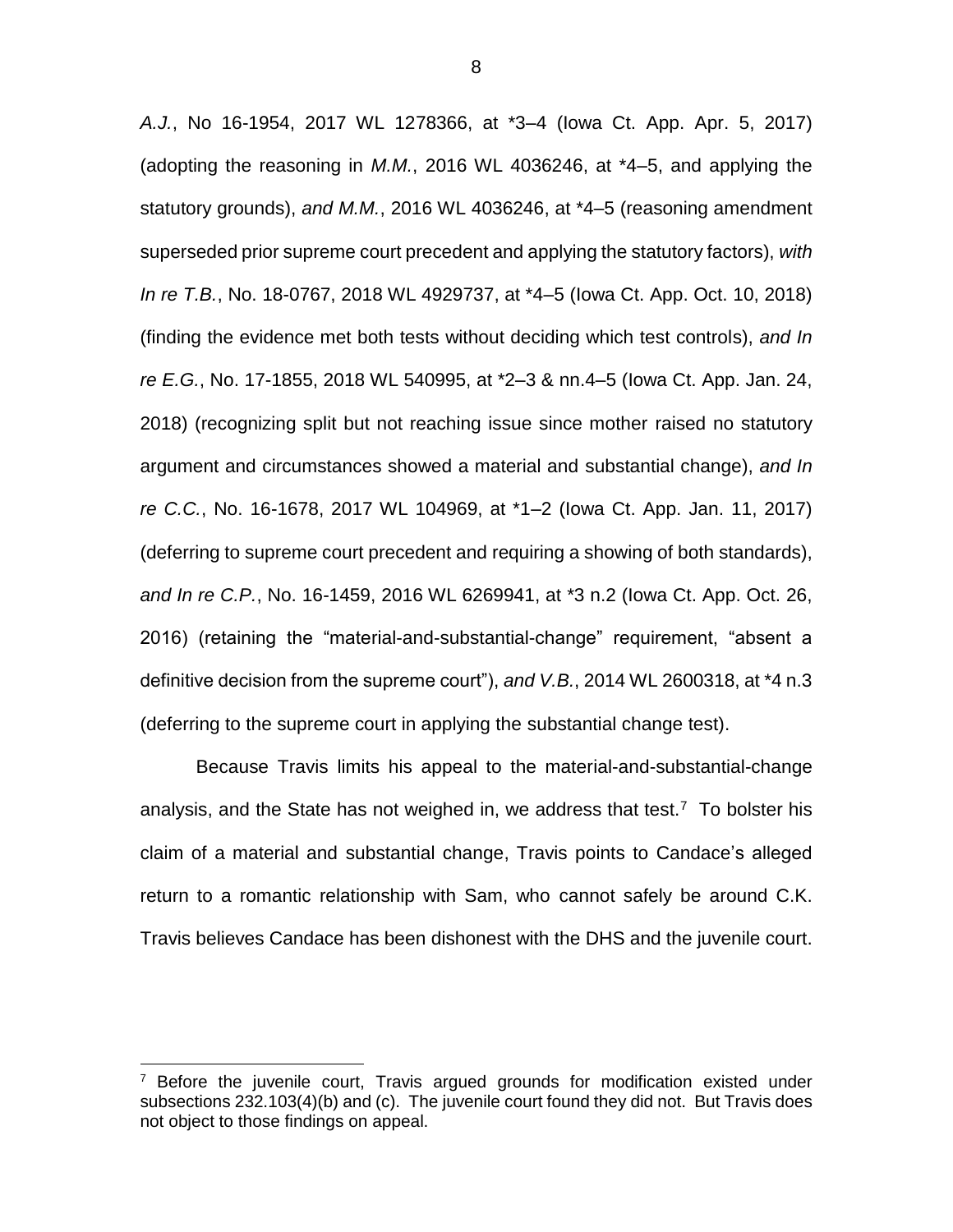*A.J.*, No 16-1954, 2017 WL 1278366, at *3–4 (Iowa Ct. App. Apr. 5, 2017) (adopting the reasoning in *M.M.*, 2016 WL 4036246, at *4–5, and applying the statutory grounds), *and M.M.*, 2016 WL 4036246, at *4–5 (reasoning amendment superseded prior supreme court precedent and applying the statutory factors), *with In re T.B.*, No. 18-0767, 2018 WL 4929737, at *4–5 (Iowa Ct. App. Oct. 10, 2018) (finding the evidence met both tests without deciding which test controls), *and In re E.G.*, No. 17-1855, 2018 WL 540995, at *2–3 & nn.4–5 (Iowa Ct. App. Jan. 24, 2018) (recognizing split but not reaching issue since mother raised no statutory argument and circumstances showed a material and substantial change), *and In re C.C.*, No. 16-1678, 2017 WL 104969, at *1–2 (Iowa Ct. App. Jan. 11, 2017) (deferring to supreme court precedent and requiring a showing of both standards), *and In re C.P.*, No. 16-1459, 2016 WL 6269941, at *3 n.2 (Iowa Ct. App. Oct. 26, 2016) (retaining the "material-and-substantial-change" requirement, "absent a definitive decision from the supreme court"), *and V.B.*, 2014 WL 2600318, at *4 n.3 (deferring to the supreme court in applying the substantial change test).

Because Travis limits his appeal to the material-and-substantial-change analysis, and the State has not weighed in, we address that test.[7] To bolster his claim of a material and substantial change, Travis points to Candace's alleged return to a romantic relationship with Sam, who cannot safely be around C.K. Travis believes Candace has been dishonest with the DHS and the juvenile court.

[7] Before the juvenile court, Travis argued grounds for modification existed under subsections 232.103(4)(b) and (c). The juvenile court found they did not. But Travis does not object to those findings on appeal.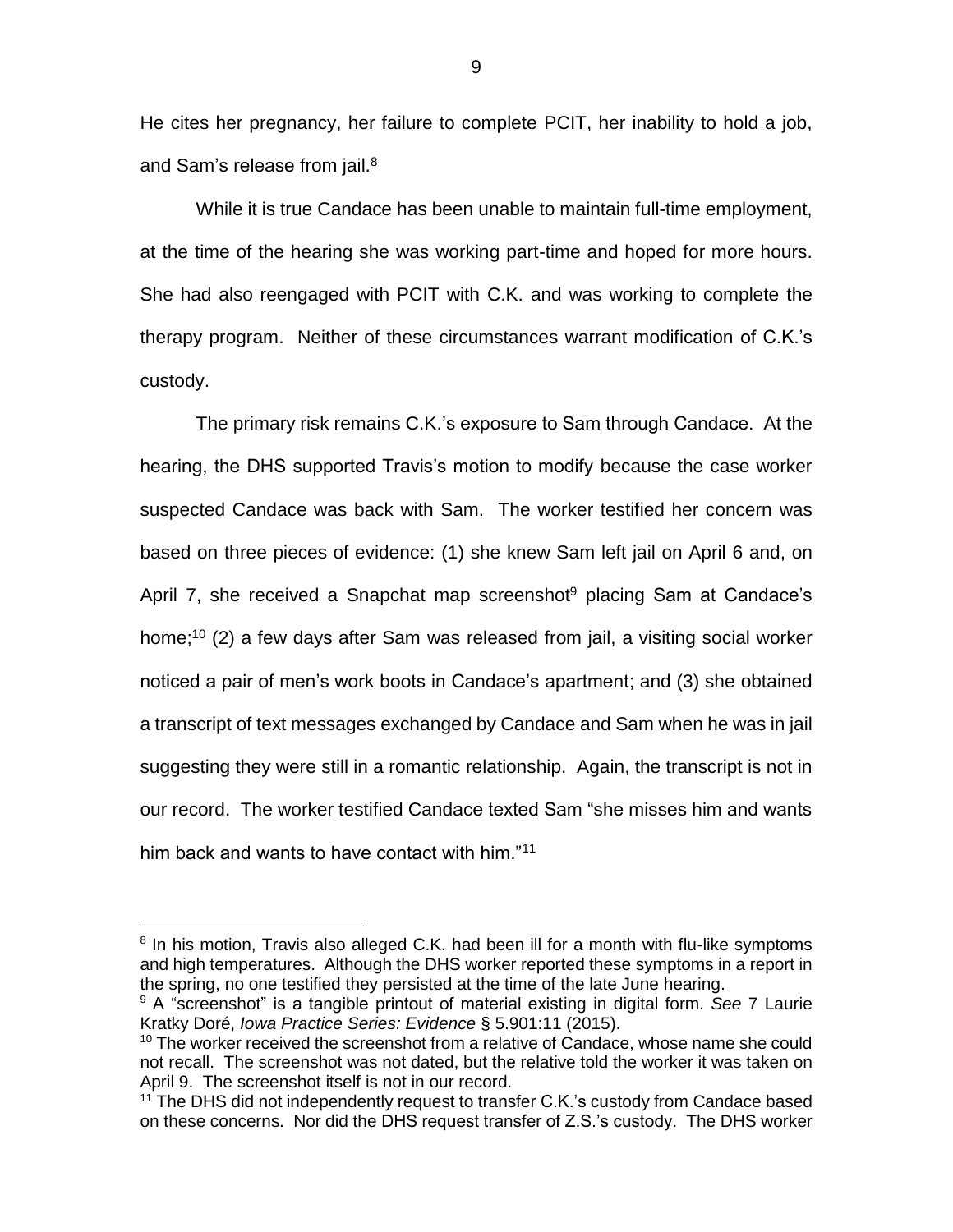He cites her pregnancy, her failure to complete PCIT, her inability to hold a job, and Sam's release from jail.[8]

While it is true Candace has been unable to maintain full-time employment, at the time of the hearing she was working part-time and hoped for more hours. She had also reengaged with PCIT with C.K. and was working to complete the therapy program. Neither of these circumstances warrant modification of C.K.'s custody.

The primary risk remains C.K.'s exposure to Sam through Candace. At the hearing, the DHS supported Travis's motion to modify because the case worker suspected Candace was back with Sam. The worker testified her concern was based on three pieces of evidence: (1) she knew Sam left jail on April 6 and, on April 7, she received a Snapchat map screenshot[9] placing Sam at Candace's home;[10] (2) a few days after Sam was released from jail, a visiting social worker noticed a pair of men's work boots in Candace's apartment; and (3) she obtained a transcript of text messages exchanged by Candace and Sam when he was in jail suggesting they were still in a romantic relationship. Again, the transcript is not in our record. The worker testified Candace texted Sam "she misses him and wants him back and wants to have contact with him."[11]

---

[8] In his motion, Travis also alleged C.K. had been ill for a month with flu-like symptoms and high temperatures. Although the DHS worker reported these symptoms in a report in the spring, no one testified they persisted at the time of the late June hearing.

[9] A "screenshot" is a tangible printout of material existing in digital form. *See* 7 Laurie Kratky Doré, *Iowa Practice Series: Evidence* § 5.901:11 (2015).

[10] The worker received the screenshot from a relative of Candace, whose name she could not recall. The screenshot was not dated, but the relative told the worker it was taken on April 9. The screenshot itself is not in our record.

[11] The DHS did not independently request to transfer C.K.'s custody from Candace based on these concerns. Nor did the DHS request transfer of Z.S.'s custody. The DHS worker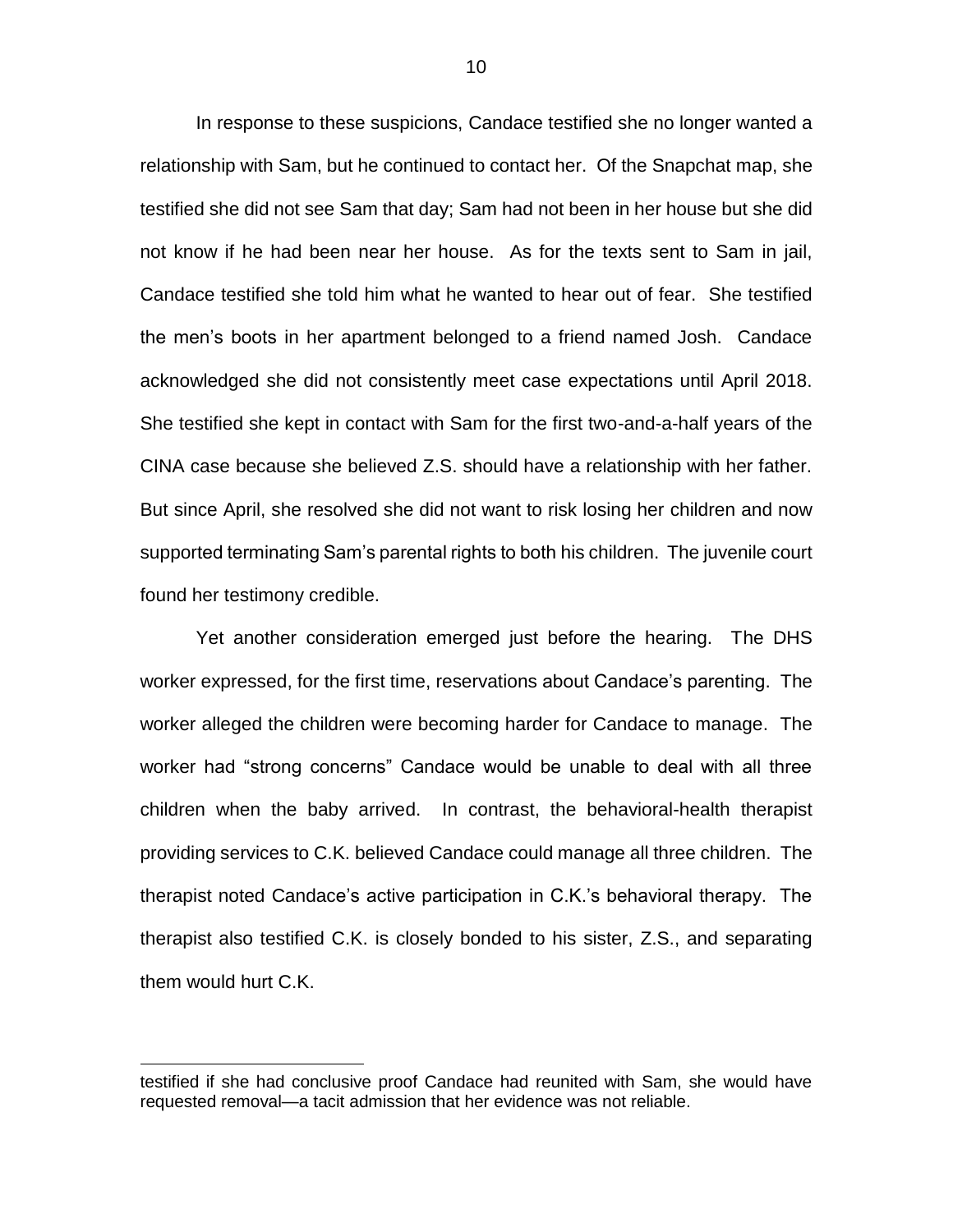In response to these suspicions, Candace testified she no longer wanted a relationship with Sam, but he continued to contact her. Of the Snapchat map, she testified she did not see Sam that day; Sam had not been in her house but she did not know if he had been near her house. As for the texts sent to Sam in jail, Candace testified she told him what he wanted to hear out of fear. She testified the men's boots in her apartment belonged to a friend named Josh. Candace acknowledged she did not consistently meet case expectations until April 2018. She testified she kept in contact with Sam for the first two-and-a-half years of the CINA case because she believed Z.S. should have a relationship with her father. But since April, she resolved she did not want to risk losing her children and now supported terminating Sam's parental rights to both his children. The juvenile court found her testimony credible.

Yet another consideration emerged just before the hearing. The DHS worker expressed, for the first time, reservations about Candace's parenting. The worker alleged the children were becoming harder for Candace to manage. The worker had "strong concerns" Candace would be unable to deal with all three children when the baby arrived. In contrast, the behavioral-health therapist providing services to C.K. believed Candace could manage all three children. The therapist noted Candace's active participation in C.K.'s behavioral therapy. The therapist also testified C.K. is closely bonded to his sister, Z.S., and separating them would hurt C.K.

---

testified if she had conclusive proof Candace had reunited with Sam, she would have requested removal—a tacit admission that her evidence was not reliable.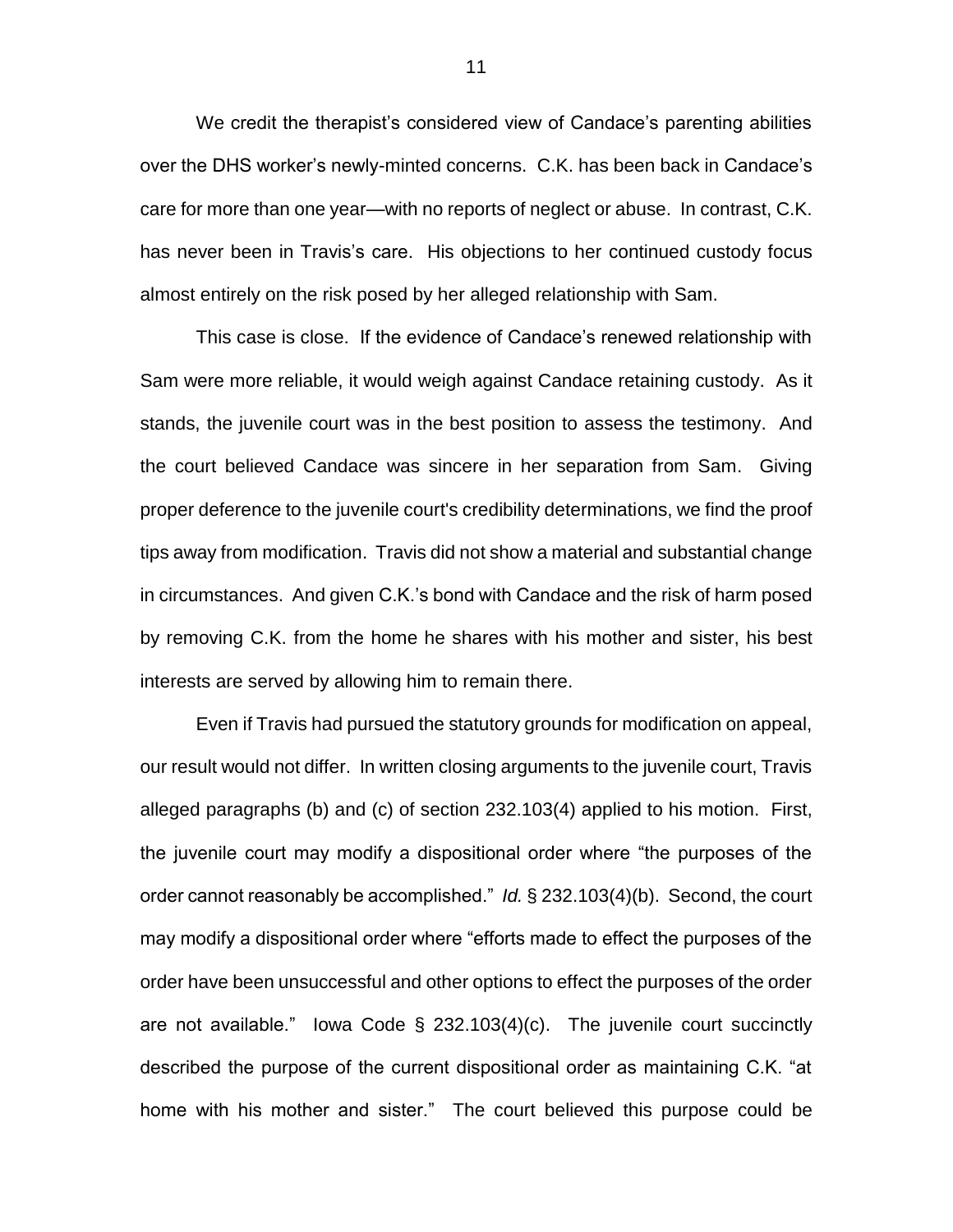We credit the therapist's considered view of Candace's parenting abilities over the DHS worker's newly-minted concerns. C.K. has been back in Candace's care for more than one year—with no reports of neglect or abuse. In contrast, C.K. has never been in Travis's care. His objections to her continued custody focus almost entirely on the risk posed by her alleged relationship with Sam.

This case is close. If the evidence of Candace's renewed relationship with Sam were more reliable, it would weigh against Candace retaining custody. As it stands, the juvenile court was in the best position to assess the testimony. And the court believed Candace was sincere in her separation from Sam. Giving proper deference to the juvenile court's credibility determinations, we find the proof tips away from modification. Travis did not show a material and substantial change in circumstances. And given C.K.'s bond with Candace and the risk of harm posed by removing C.K. from the home he shares with his mother and sister, his best interests are served by allowing him to remain there.

Even if Travis had pursued the statutory grounds for modification on appeal, our result would not differ. In written closing arguments to the juvenile court, Travis alleged paragraphs (b) and (c) of section 232.103(4) applied to his motion. First, the juvenile court may modify a dispositional order where "the purposes of the order cannot reasonably be accomplished." *Id.* § 232.103(4)(b). Second, the court may modify a dispositional order where "efforts made to effect the purposes of the order have been unsuccessful and other options to effect the purposes of the order are not available." Iowa Code § 232.103(4)(c). The juvenile court succinctly described the purpose of the current dispositional order as maintaining C.K. "at home with his mother and sister." The court believed this purpose could be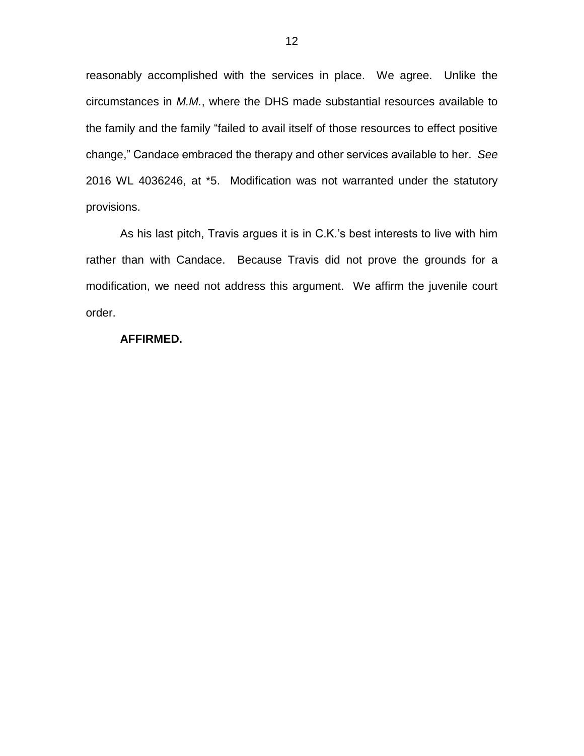reasonably accomplished with the services in place. We agree. Unlike the circumstances in *M.M.*, where the DHS made substantial resources available to the family and the family "failed to avail itself of those resources to effect positive change," Candace embraced the therapy and other services available to her. *See* 2016 WL 4036246, at *5. Modification was not warranted under the statutory provisions.

As his last pitch, Travis argues it is in C.K.'s best interests to live with him rather than with Candace. Because Travis did not prove the grounds for a modification, we need not address this argument. We affirm the juvenile court order.

**AFFIRMED.**